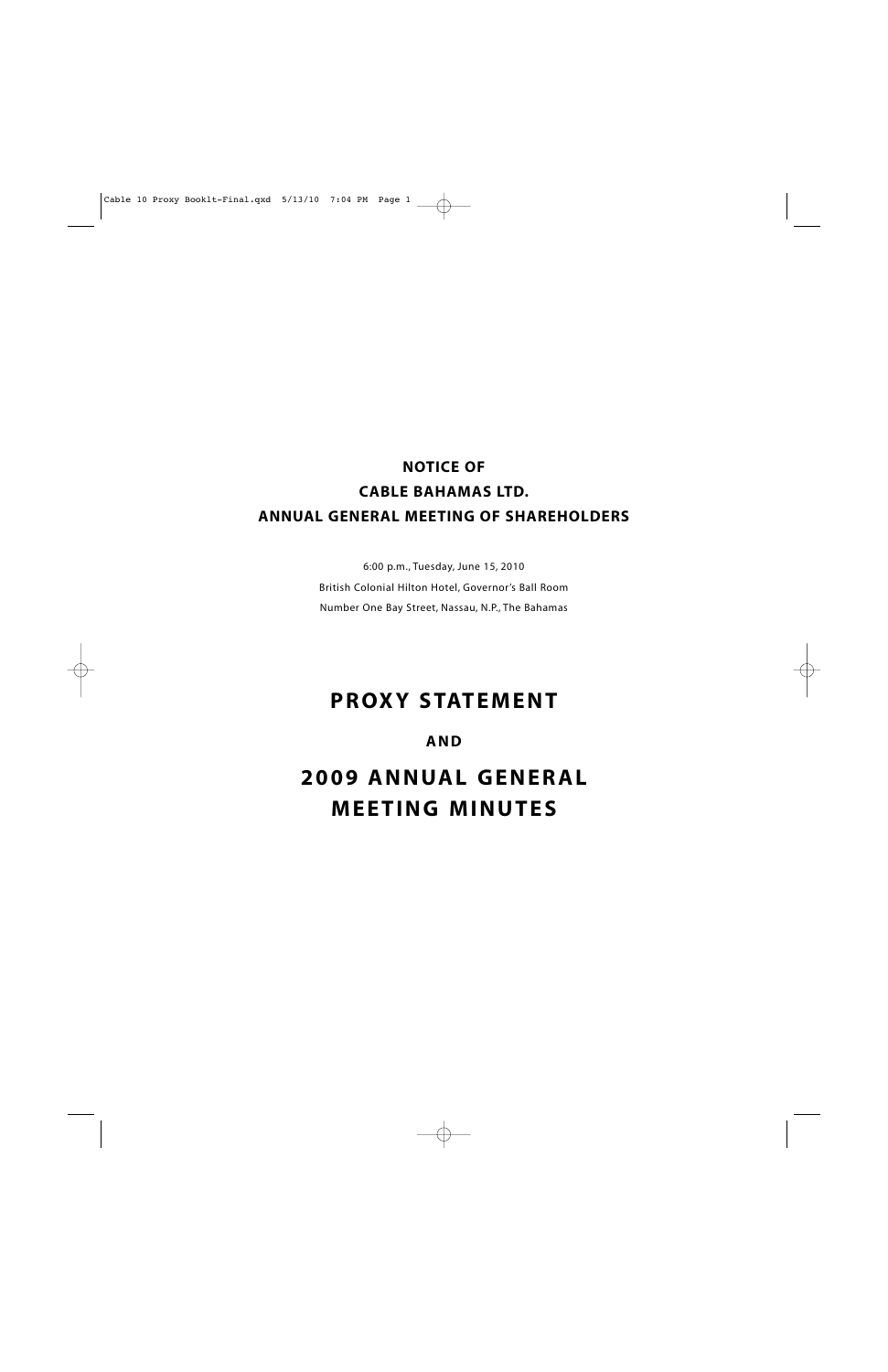# NOTICE OF CABLE BAHAMAS LTD. ANNUAL GENERAL MEETING OF SHAREHOLDERS

6:00 p.m., Tuesday, June 15, 2010

British Colonial Hilton Hotel, Governor's Ball Room

Number One Bay Street, Nassau, N.P., The Bahamas

# PROXY STATEMENT

**AND**

# 2009 ANNUAL GENERAL MEETING MINUTES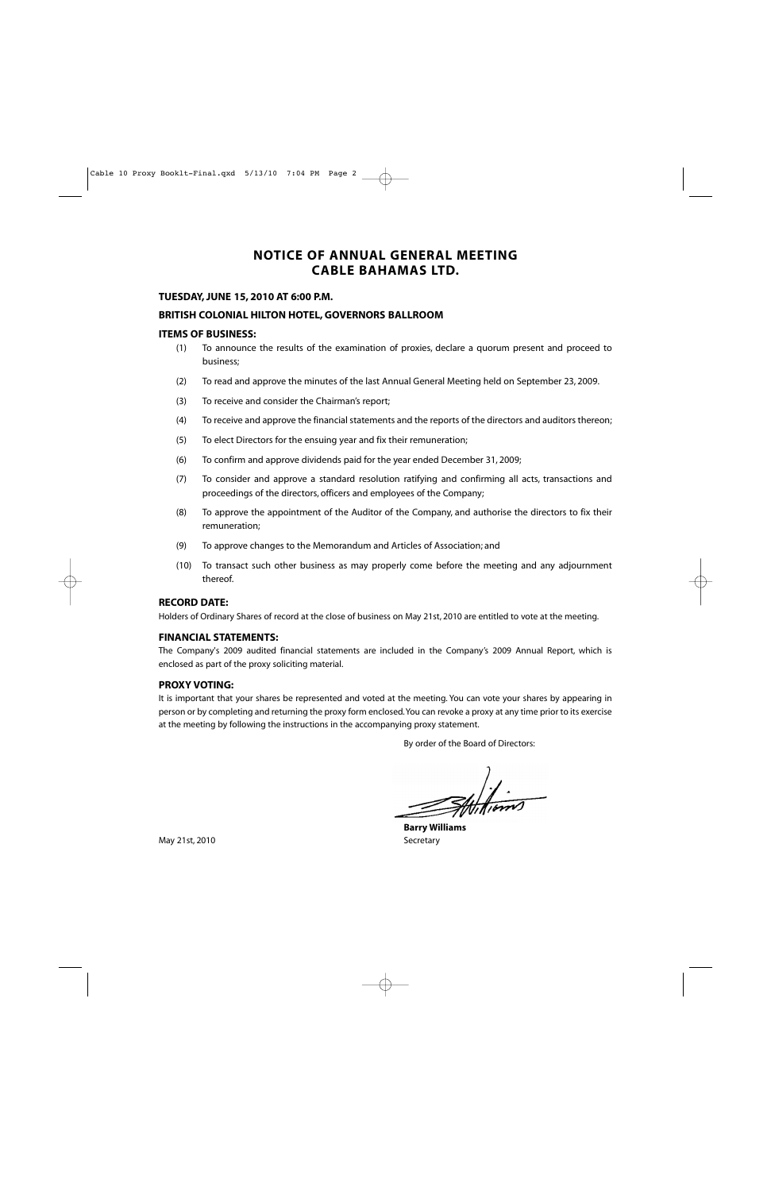# NOTICE OF ANNUAL GENERAL MEETING
# CABLE BAHAMAS LTD.

**TUESDAY, JUNE 15, 2010 AT 6:00 P.M.**

**BRITISH COLONIAL HILTON HOTEL, GOVERNORS BALLROOM**

## ITEMS OF BUSINESS:

(1) To announce the results of the examination of proxies, declare a quorum present and proceed to business;

(2) To read and approve the minutes of the last Annual General Meeting held on September 23, 2009.

(3) To receive and consider the Chairman's report;

(4) To receive and approve the financial statements and the reports of the directors and auditors thereon;

(5) To elect Directors for the ensuing year and fix their remuneration;

(6) To confirm and approve dividends paid for the year ended December 31, 2009;

(7) To consider and approve a standard resolution ratifying and confirming all acts, transactions and proceedings of the directors, officers and employees of the Company;

(8) To approve the appointment of the Auditor of the Company, and authorise the directors to fix their remuneration;

(9) To approve changes to the Memorandum and Articles of Association; and

(10) To transact such other business as may properly come before the meeting and any adjournment thereof.

## RECORD DATE:

Holders of Ordinary Shares of record at the close of business on May 21st, 2010 are entitled to vote at the meeting.

## FINANCIAL STATEMENTS:

The Company's 2009 audited financial statements are included in the Company's 2009 Annual Report, which is enclosed as part of the proxy soliciting material.

## PROXY VOTING:

It is important that your shares be represented and voted at the meeting. You can vote your shares by appearing in person or by completing and returning the proxy form enclosed. You can revoke a proxy at any time prior to its exercise at the meeting by following the instructions in the accompanying proxy statement.

By order of the Board of Directors:

**Barry Williams**
Secretary

May 21st, 2010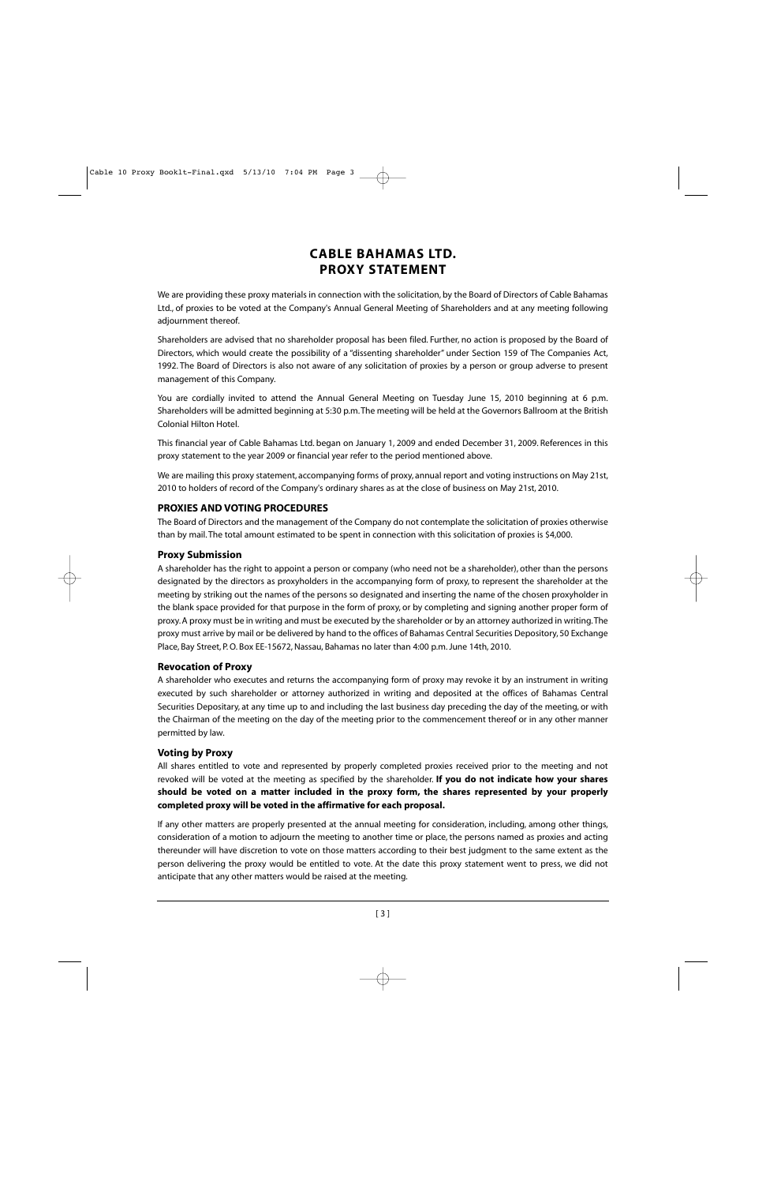# CABLE BAHAMAS LTD.
# PROXY STATEMENT

We are providing these proxy materials in connection with the solicitation, by the Board of Directors of Cable Bahamas Ltd., of proxies to be voted at the Company's Annual General Meeting of Shareholders and at any meeting following adjournment thereof.

Shareholders are advised that no shareholder proposal has been filed. Further, no action is proposed by the Board of Directors, which would create the possibility of a "dissenting shareholder" under Section 159 of The Companies Act, 1992. The Board of Directors is also not aware of any solicitation of proxies by a person or group adverse to present management of this Company.

You are cordially invited to attend the Annual General Meeting on Tuesday June 15, 2010 beginning at 6 p.m. Shareholders will be admitted beginning at 5:30 p.m. The meeting will be held at the Governors Ballroom at the British Colonial Hilton Hotel.

This financial year of Cable Bahamas Ltd. began on January 1, 2009 and ended December 31, 2009. References in this proxy statement to the year 2009 or financial year refer to the period mentioned above.

We are mailing this proxy statement, accompanying forms of proxy, annual report and voting instructions on May 21st, 2010 to holders of record of the Company's ordinary shares as at the close of business on May 21st, 2010.

## PROXIES AND VOTING PROCEDURES

The Board of Directors and the management of the Company do not contemplate the solicitation of proxies otherwise than by mail. The total amount estimated to be spent in connection with this solicitation of proxies is $4,000.

### Proxy Submission

A shareholder has the right to appoint a person or company (who need not be a shareholder), other than the persons designated by the directors as proxyholders in the accompanying form of proxy, to represent the shareholder at the meeting by striking out the names of the persons so designated and inserting the name of the chosen proxyholder in the blank space provided for that purpose in the form of proxy, or by completing and signing another proper form of proxy. A proxy must be in writing and must be executed by the shareholder or by an attorney authorized in writing. The proxy must arrive by mail or be delivered by hand to the offices of Bahamas Central Securities Depository, 50 Exchange Place, Bay Street, P. O. Box EE-15672, Nassau, Bahamas no later than 4:00 p.m. June 14th, 2010.

### Revocation of Proxy

A shareholder who executes and returns the accompanying form of proxy may revoke it by an instrument in writing executed by such shareholder or attorney authorized in writing and deposited at the offices of Bahamas Central Securities Depositary, at any time up to and including the last business day preceding the day of the meeting, or with the Chairman of the meeting on the day of the meeting prior to the commencement thereof or in any other manner permitted by law.

### Voting by Proxy

All shares entitled to vote and represented by properly completed proxies received prior to the meeting and not revoked will be voted at the meeting as specified by the shareholder. **If you do not indicate how your shares should be voted on a matter included in the proxy form, the shares represented by your properly completed proxy will be voted in the affirmative for each proposal.**

If any other matters are properly presented at the annual meeting for consideration, including, among other things, consideration of a motion to adjourn the meeting to another time or place, the persons named as proxies and acting thereunder will have discretion to vote on those matters according to their best judgment to the same extent as the person delivering the proxy would be entitled to vote. At the date this proxy statement went to press, we did not anticipate that any other matters would be raised at the meeting.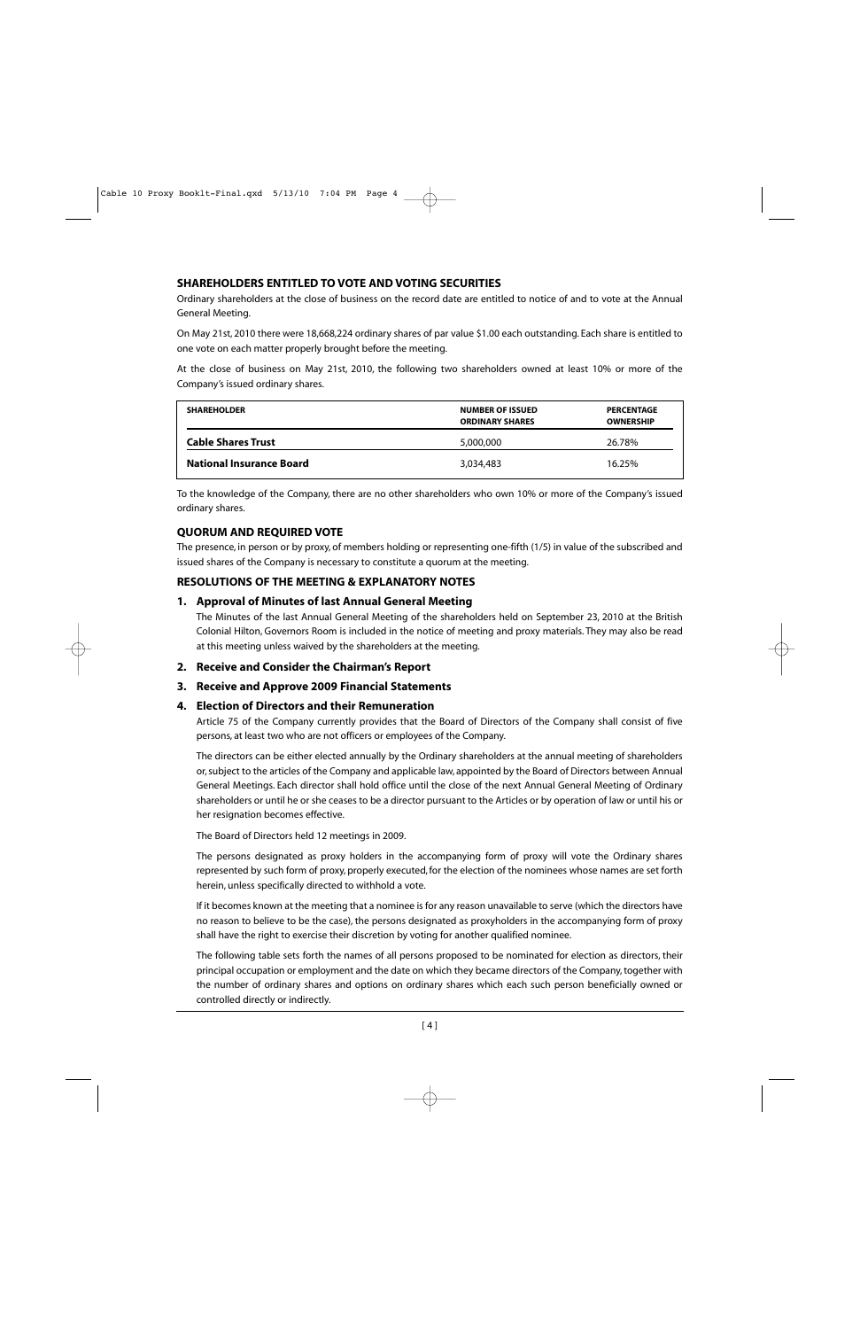## SHAREHOLDERS ENTITLED TO VOTE AND VOTING SECURITIES

Ordinary shareholders at the close of business on the record date are entitled to notice of and to vote at the Annual General Meeting.

On May 21st, 2010 there were 18,668,224 ordinary shares of par value $1.00 each outstanding. Each share is entitled to one vote on each matter properly brought before the meeting.

At the close of business on May 21st, 2010, the following two shareholders owned at least 10% or more of the Company's issued ordinary shares.

| SHAREHOLDER | NUMBER OF ISSUED ORDINARY SHARES | PERCENTAGE OWNERSHIP |
|---|---|---|
| **Cable Shares Trust** | 5,000,000 | 26.78% |
| **National Insurance Board** | 3,034,483 | 16.25% |

To the knowledge of the Company, there are no other shareholders who own 10% or more of the Company's issued ordinary shares.

## QUORUM AND REQUIRED VOTE

The presence, in person or by proxy, of members holding or representing one-fifth (1/5) in value of the subscribed and issued shares of the Company is necessary to constitute a quorum at the meeting.

## RESOLUTIONS OF THE MEETING & EXPLANATORY NOTES

### 1. Approval of Minutes of last Annual General Meeting

The Minutes of the last Annual General Meeting of the shareholders held on September 23, 2010 at the British Colonial Hilton, Governors Room is included in the notice of meeting and proxy materials. They may also be read at this meeting unless waived by the shareholders at the meeting.

### 2. Receive and Consider the Chairman's Report

### 3. Receive and Approve 2009 Financial Statements

### 4. Election of Directors and their Remuneration

Article 75 of the Company currently provides that the Board of Directors of the Company shall consist of five persons, at least two who are not officers or employees of the Company.

The directors can be either elected annually by the Ordinary shareholders at the annual meeting of shareholders or, subject to the articles of the Company and applicable law, appointed by the Board of Directors between Annual General Meetings. Each director shall hold office until the close of the next Annual General Meeting of Ordinary shareholders or until he or she ceases to be a director pursuant to the Articles or by operation of law or until his or her resignation becomes effective.

The Board of Directors held 12 meetings in 2009.

The persons designated as proxy holders in the accompanying form of proxy will vote the Ordinary shares represented by such form of proxy, properly executed, for the election of the nominees whose names are set forth herein, unless specifically directed to withhold a vote.

If it becomes known at the meeting that a nominee is for any reason unavailable to serve (which the directors have no reason to believe to be the case), the persons designated as proxyholders in the accompanying form of proxy shall have the right to exercise their discretion by voting for another qualified nominee.

The following table sets forth the names of all persons proposed to be nominated for election as directors, their principal occupation or employment and the date on which they became directors of the Company, together with the number of ordinary shares and options on ordinary shares which each such person beneficially owned or controlled directly or indirectly.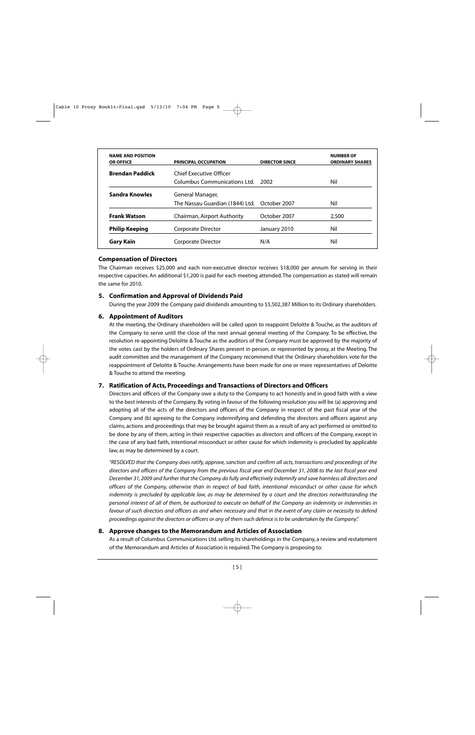| NAME AND POSITION OR OFFICE | PRINCIPAL OCCUPATION | DIRECTOR SINCE | NUMBER OF ORDINARY SHARES |
|---|---|---|---|
| **Brendan Paddick** | Chief Executive Officer Columbus Communications Ltd. | 2002 | Nil |
| **Sandra Knowles** | General Manager, The Nassau Guardian (1844) Ltd. | October 2007 | Nil |
| **Frank Watson** | Chairman, Airport Authority | October 2007 | 2,500 |
| **Philip Keeping** | Corporate Director | January 2010 | Nil |
| **Gary Kain** | Corporate Director | N/A | Nil |

### Compensation of Directors

The Chairman receives $25,000 and each non-executive director receives $18,000 per annum for serving in their respective capacities. An additional $1,200 is paid for each meeting attended. The compensation as stated will remain the same for 2010.

### 5. Confirmation and Approval of Dividends Paid

During the year 2009 the Company paid dividends amounting to $5,502,387 Million to its Ordinary shareholders.

### 6. Appointment of Auditors

At the meeting, the Ordinary shareholders will be called upon to reappoint Deloitte & Touche, as the auditors of the Company to serve until the close of the next annual general meeting of the Company. To be effective, the resolution re-appointing Deloitte & Touche as the auditors of the Company must be approved by the majority of the votes cast by the holders of Ordinary Shares present in person, or represented by proxy, at the Meeting. The audit committee and the management of the Company recommend that the Ordinary shareholders vote for the reappointment of Deloitte & Touche. Arrangements have been made for one or more representatives of Deloitte & Touche to attend the meeting.

### 7. Ratification of Acts, Proceedings and Transactions of Directors and Officers

Directors and officers of the Company owe a duty to the Company to act honestly and in good faith with a view to the best interests of the Company. By voting in favour of the following resolution you will be (a) approving and adopting all of the acts of the directors and officers of the Company in respect of the past fiscal year of the Company and (b) agreeing to the Company indemnifying and defending the directors and officers against any claims, actions and proceedings that may be brought against them as a result of any act performed or omitted to be done by any of them, acting in their respective capacities as directors and officers of the Company, except in the case of any bad faith, intentional misconduct or other cause for which indemnity is precluded by applicable law, as may be determined by a court.

*"RESOLVED that the Company does ratify, approve, sanction and confirm all acts, transactions and proceedings of the directors and officers of the Company from the previous fiscal year end December 31, 2008 to the last fiscal year end December 31, 2009 and further that the Company do fully and effectively indemnify and save harmless all directors and officers of the Company, otherwise than in respect of bad faith, intentional misconduct or other cause for which indemnity is precluded by applicable law, as may be determined by a court and the directors notwithstanding the personal interest of all of them, be authorized to execute on behalf of the Company an indemnity or indemnities in favour of such directors and officers as and when necessary and that in the event of any claim or necessity to defend proceedings against the directors or officers or any of them such defence is to be undertaken by the Company".*

### 8. Approve changes to the Memorandum and Articles of Association

As a result of Columbus Communications Ltd. selling its shareholdings in the Company, a review and restatement of the Memorandum and Articles of Association is required. The Company is proposing to: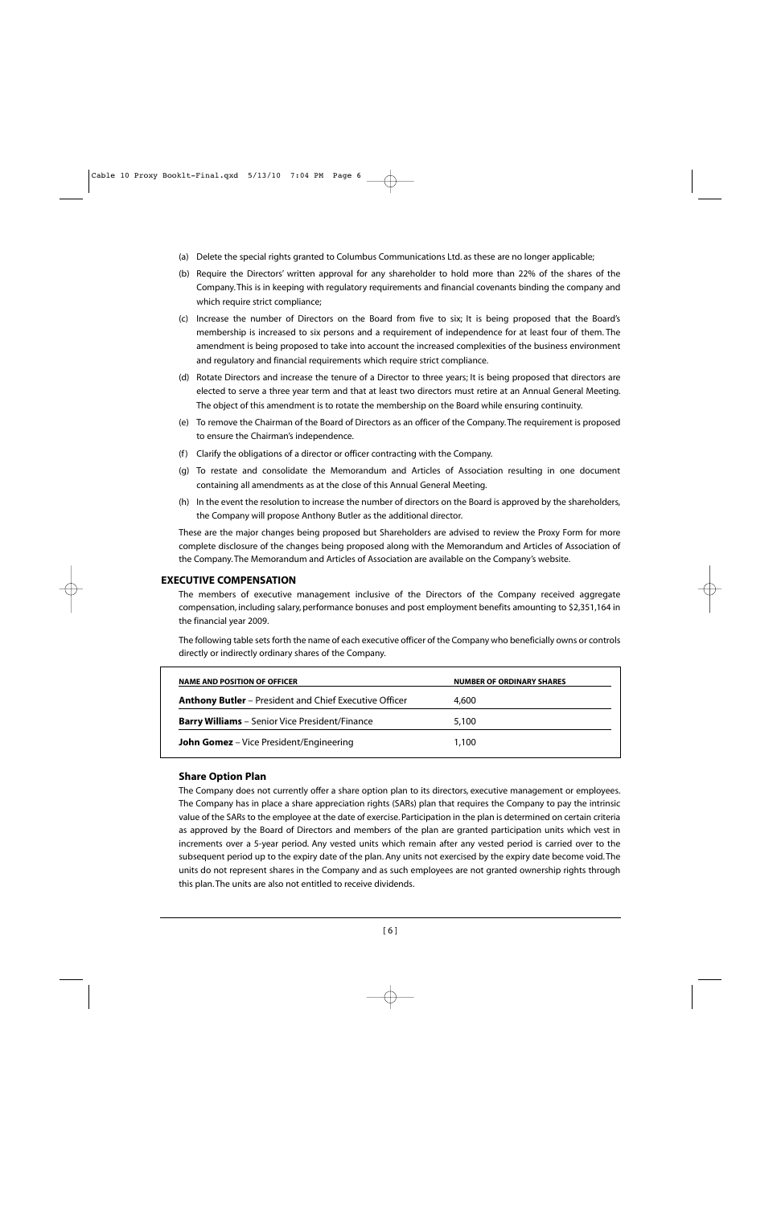(a) Delete the special rights granted to Columbus Communications Ltd. as these are no longer applicable;

(b) Require the Directors' written approval for any shareholder to hold more than 22% of the shares of the Company. This is in keeping with regulatory requirements and financial covenants binding the company and which require strict compliance;

(c) Increase the number of Directors on the Board from five to six; It is being proposed that the Board's membership is increased to six persons and a requirement of independence for at least four of them. The amendment is being proposed to take into account the increased complexities of the business environment and regulatory and financial requirements which require strict compliance.

(d) Rotate Directors and increase the tenure of a Director to three years; It is being proposed that directors are elected to serve a three year term and that at least two directors must retire at an Annual General Meeting. The object of this amendment is to rotate the membership on the Board while ensuring continuity.

(e) To remove the Chairman of the Board of Directors as an officer of the Company. The requirement is proposed to ensure the Chairman's independence.

(f) Clarify the obligations of a director or officer contracting with the Company.

(g) To restate and consolidate the Memorandum and Articles of Association resulting in one document containing all amendments as at the close of this Annual General Meeting.

(h) In the event the resolution to increase the number of directors on the Board is approved by the shareholders, the Company will propose Anthony Butler as the additional director.

These are the major changes being proposed but Shareholders are advised to review the Proxy Form for more complete disclosure of the changes being proposed along with the Memorandum and Articles of Association of the Company. The Memorandum and Articles of Association are available on the Company's website.

## EXECUTIVE COMPENSATION

The members of executive management inclusive of the Directors of the Company received aggregate compensation, including salary, performance bonuses and post employment benefits amounting to $2,351,164 in the financial year 2009.

The following table sets forth the name of each executive officer of the Company who beneficially owns or controls directly or indirectly ordinary shares of the Company.

| NAME AND POSITION OF OFFICER | NUMBER OF ORDINARY SHARES |
|---|---|
| **Anthony Butler** – President and Chief Executive Officer | 4,600 |
| **Barry Williams** – Senior Vice President/Finance | 5,100 |
| **John Gomez** – Vice President/Engineering | 1,100 |

### Share Option Plan

The Company does not currently offer a share option plan to its directors, executive management or employees. The Company has in place a share appreciation rights (SARs) plan that requires the Company to pay the intrinsic value of the SARs to the employee at the date of exercise. Participation in the plan is determined on certain criteria as approved by the Board of Directors and members of the plan are granted participation units which vest in increments over a 5-year period. Any vested units which remain after any vested period is carried over to the subsequent period up to the expiry date of the plan. Any units not exercised by the expiry date become void. The units do not represent shares in the Company and as such employees are not granted ownership rights through this plan. The units are also not entitled to receive dividends.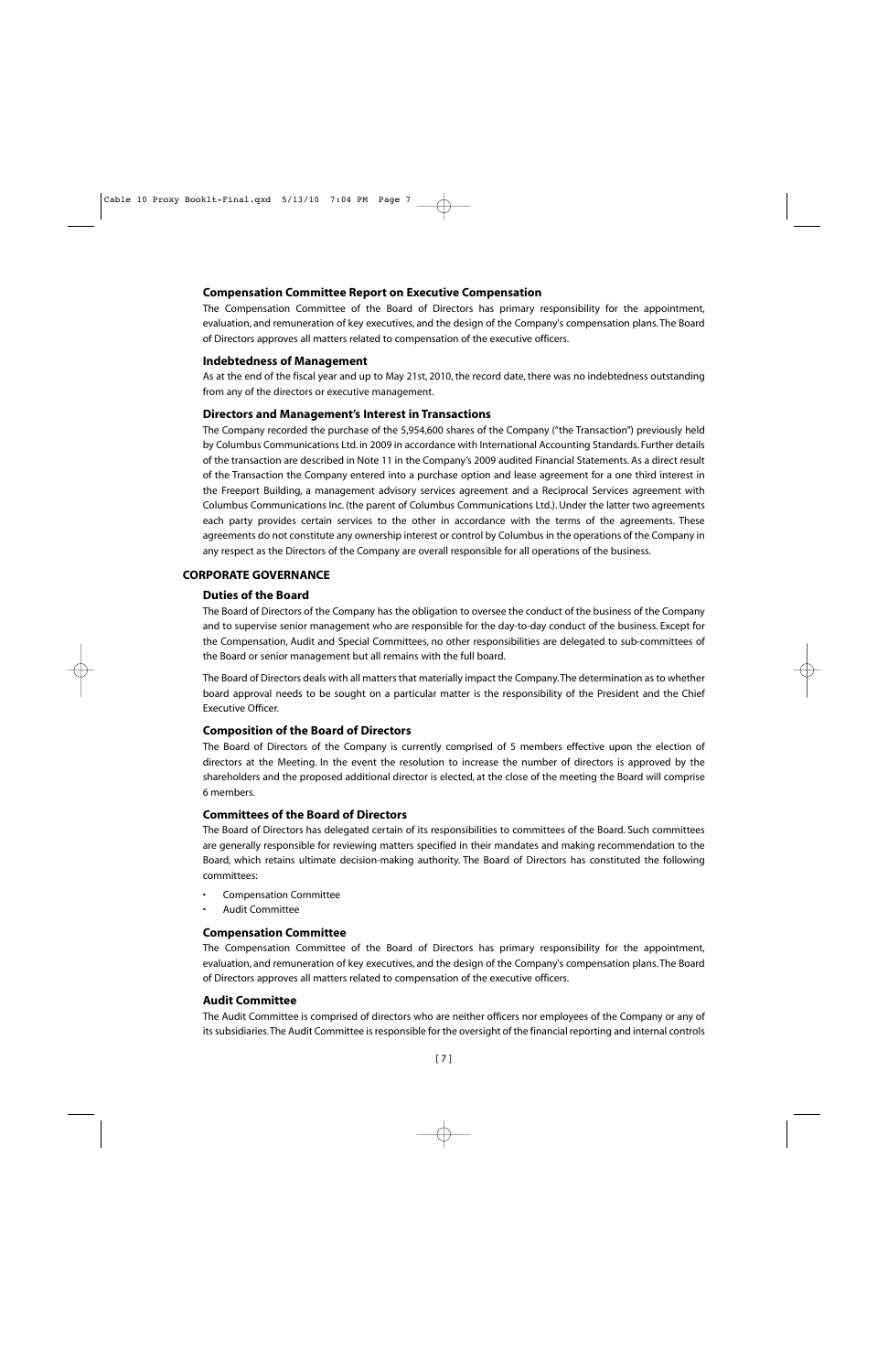### Compensation Committee Report on Executive Compensation

The Compensation Committee of the Board of Directors has primary responsibility for the appointment, evaluation, and remuneration of key executives, and the design of the Company's compensation plans. The Board of Directors approves all matters related to compensation of the executive officers.

### Indebtedness of Management

As at the end of the fiscal year and up to May 21st, 2010, the record date, there was no indebtedness outstanding from any of the directors or executive management.

### Directors and Management's Interest in Transactions

The Company recorded the purchase of the 5,954,600 shares of the Company ("the Transaction") previously held by Columbus Communications Ltd. in 2009 in accordance with International Accounting Standards. Further details of the transaction are described in Note 11 in the Company's 2009 audited Financial Statements. As a direct result of the Transaction the Company entered into a purchase option and lease agreement for a one third interest in the Freeport Building, a management advisory services agreement and a Reciprocal Services agreement with Columbus Communications Inc. (the parent of Columbus Communications Ltd.). Under the latter two agreements each party provides certain services to the other in accordance with the terms of the agreements. These agreements do not constitute any ownership interest or control by Columbus in the operations of the Company in any respect as the Directors of the Company are overall responsible for all operations of the business.

## CORPORATE GOVERNANCE

### Duties of the Board

The Board of Directors of the Company has the obligation to oversee the conduct of the business of the Company and to supervise senior management who are responsible for the day-to-day conduct of the business. Except for the Compensation, Audit and Special Committees, no other responsibilities are delegated to sub-committees of the Board or senior management but all remains with the full board.

The Board of Directors deals with all matters that materially impact the Company. The determination as to whether board approval needs to be sought on a particular matter is the responsibility of the President and the Chief Executive Officer.

### Composition of the Board of Directors

The Board of Directors of the Company is currently comprised of 5 members effective upon the election of directors at the Meeting. In the event the resolution to increase the number of directors is approved by the shareholders and the proposed additional director is elected, at the close of the meeting the Board will comprise 6 members.

### Committees of the Board of Directors

The Board of Directors has delegated certain of its responsibilities to committees of the Board. Such committees are generally responsible for reviewing matters specified in their mandates and making recommendation to the Board, which retains ultimate decision-making authority. The Board of Directors has constituted the following committees:

- Compensation Committee
- Audit Committee

### Compensation Committee

The Compensation Committee of the Board of Directors has primary responsibility for the appointment, evaluation, and remuneration of key executives, and the design of the Company's compensation plans. The Board of Directors approves all matters related to compensation of the executive officers.

### Audit Committee

The Audit Committee is comprised of directors who are neither officers nor employees of the Company or any of its subsidiaries. The Audit Committee is responsible for the oversight of the financial reporting and internal controls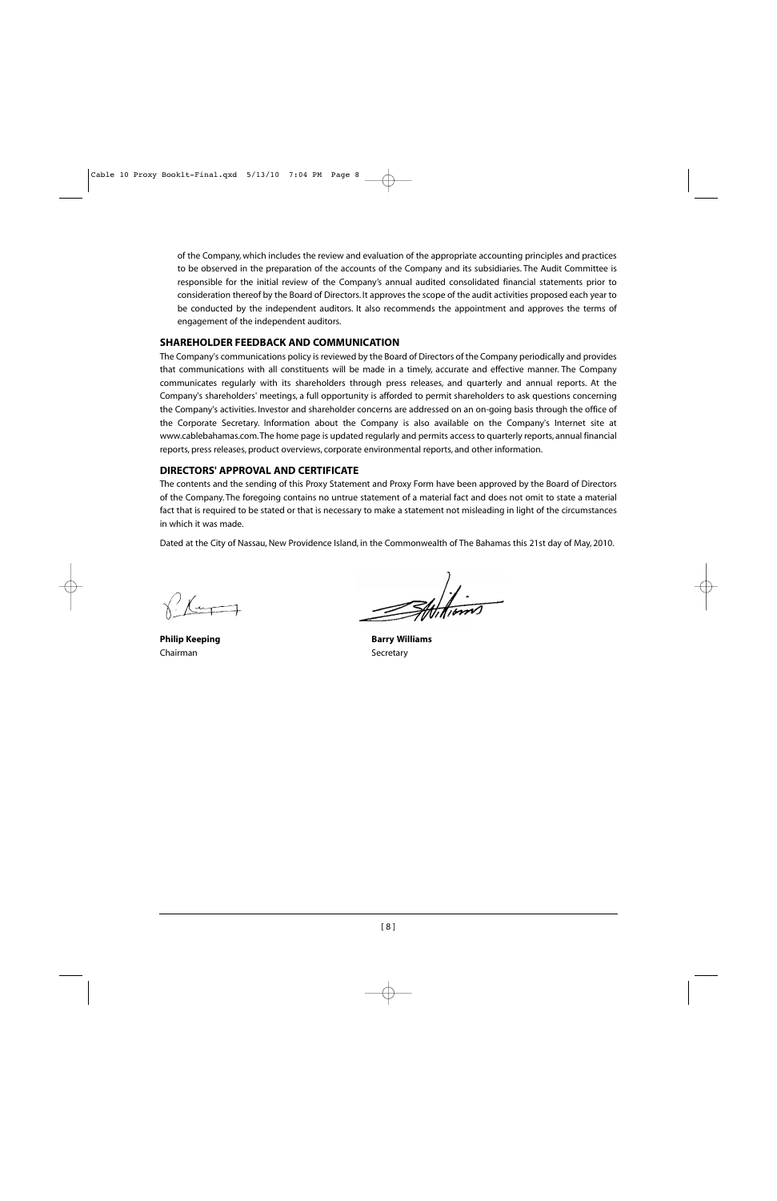of the Company, which includes the review and evaluation of the appropriate accounting principles and practices to be observed in the preparation of the accounts of the Company and its subsidiaries. The Audit Committee is responsible for the initial review of the Company's annual audited consolidated financial statements prior to consideration thereof by the Board of Directors. It approves the scope of the audit activities proposed each year to be conducted by the independent auditors. It also recommends the appointment and approves the terms of engagement of the independent auditors.

## SHAREHOLDER FEEDBACK AND COMMUNICATION

The Company's communications policy is reviewed by the Board of Directors of the Company periodically and provides that communications with all constituents will be made in a timely, accurate and effective manner. The Company communicates regularly with its shareholders through press releases, and quarterly and annual reports. At the Company's shareholders' meetings, a full opportunity is afforded to permit shareholders to ask questions concerning the Company's activities. Investor and shareholder concerns are addressed on an on-going basis through the office of the Corporate Secretary. Information about the Company is also available on the Company's Internet site at www.cablebahamas.com. The home page is updated regularly and permits access to quarterly reports, annual financial reports, press releases, product overviews, corporate environmental reports, and other information.

## DIRECTORS' APPROVAL AND CERTIFICATE

The contents and the sending of this Proxy Statement and Proxy Form have been approved by the Board of Directors of the Company. The foregoing contains no untrue statement of a material fact and does not omit to state a material fact that is required to be stated or that is necessary to make a statement not misleading in light of the circumstances in which it was made.

Dated at the City of Nassau, New Providence Island, in the Commonwealth of The Bahamas this 21st day of May, 2010.

**Philip Keeping**
Chairman

**Barry Williams**
Secretary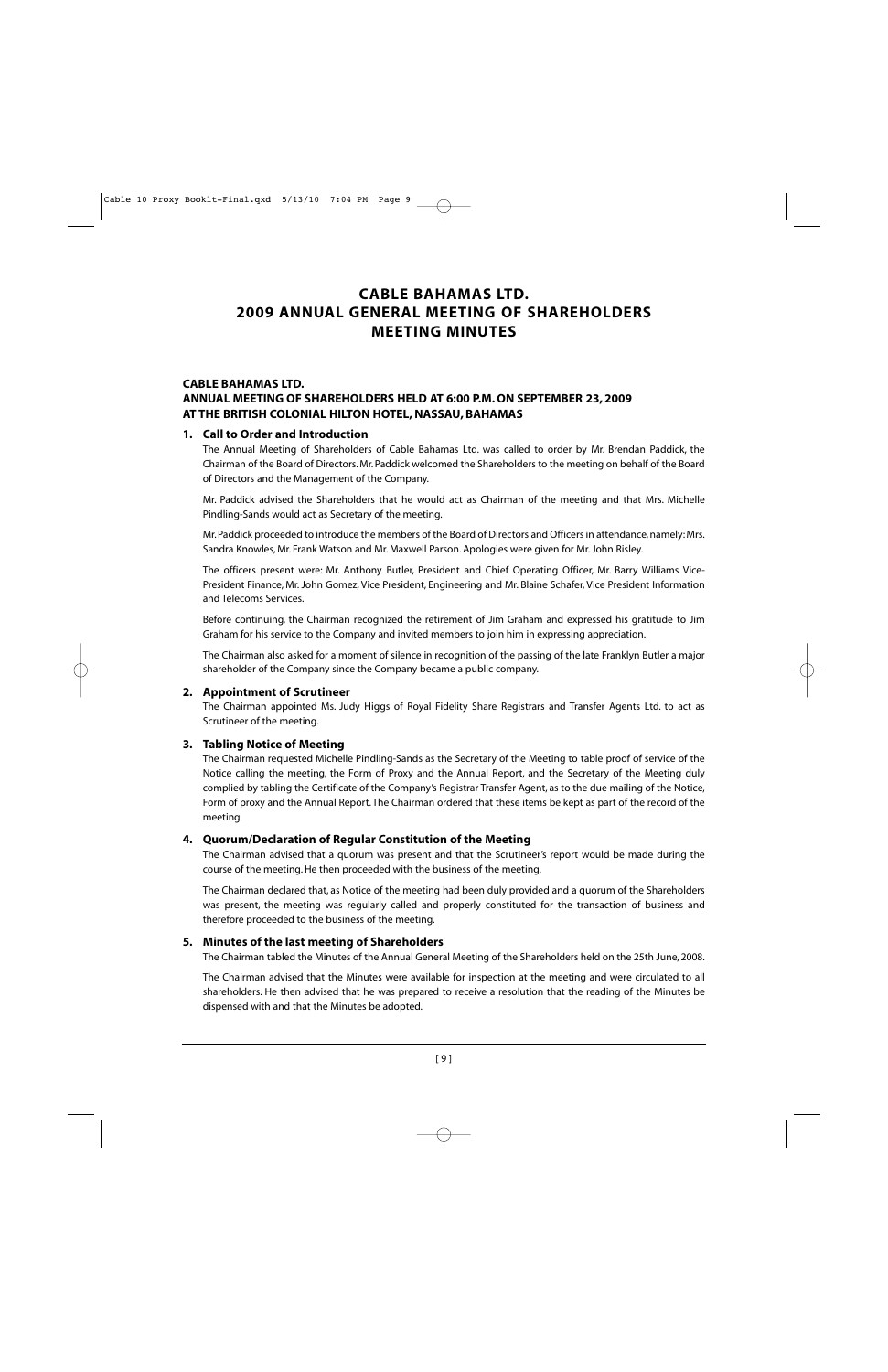# CABLE BAHAMAS LTD.
# 2009 ANNUAL GENERAL MEETING OF SHAREHOLDERS
# MEETING MINUTES

**CABLE BAHAMAS LTD.**
**ANNUAL MEETING OF SHAREHOLDERS HELD AT 6:00 P.M. ON SEPTEMBER 23, 2009**
**AT THE BRITISH COLONIAL HILTON HOTEL, NASSAU, BAHAMAS**

### 1. Call to Order and Introduction

The Annual Meeting of Shareholders of Cable Bahamas Ltd. was called to order by Mr. Brendan Paddick, the Chairman of the Board of Directors. Mr. Paddick welcomed the Shareholders to the meeting on behalf of the Board of Directors and the Management of the Company.

Mr. Paddick advised the Shareholders that he would act as Chairman of the meeting and that Mrs. Michelle Pindling-Sands would act as Secretary of the meeting.

Mr. Paddick proceeded to introduce the members of the Board of Directors and Officers in attendance, namely: Mrs. Sandra Knowles, Mr. Frank Watson and Mr. Maxwell Parson. Apologies were given for Mr. John Risley.

The officers present were: Mr. Anthony Butler, President and Chief Operating Officer, Mr. Barry Williams Vice-President Finance, Mr. John Gomez, Vice President, Engineering and Mr. Blaine Schafer, Vice President Information and Telecoms Services.

Before continuing, the Chairman recognized the retirement of Jim Graham and expressed his gratitude to Jim Graham for his service to the Company and invited members to join him in expressing appreciation.

The Chairman also asked for a moment of silence in recognition of the passing of the late Franklyn Butler a major shareholder of the Company since the Company became a public company.

### 2. Appointment of Scrutineer

The Chairman appointed Ms. Judy Higgs of Royal Fidelity Share Registrars and Transfer Agents Ltd. to act as Scrutineer of the meeting.

### 3. Tabling Notice of Meeting

The Chairman requested Michelle Pindling-Sands as the Secretary of the Meeting to table proof of service of the Notice calling the meeting, the Form of Proxy and the Annual Report, and the Secretary of the Meeting duly complied by tabling the Certificate of the Company's Registrar Transfer Agent, as to the due mailing of the Notice, Form of proxy and the Annual Report. The Chairman ordered that these items be kept as part of the record of the meeting.

### 4. Quorum/Declaration of Regular Constitution of the Meeting

The Chairman advised that a quorum was present and that the Scrutineer's report would be made during the course of the meeting. He then proceeded with the business of the meeting.

The Chairman declared that, as Notice of the meeting had been duly provided and a quorum of the Shareholders was present, the meeting was regularly called and properly constituted for the transaction of business and therefore proceeded to the business of the meeting.

### 5. Minutes of the last meeting of Shareholders

The Chairman tabled the Minutes of the Annual General Meeting of the Shareholders held on the 25th June, 2008.

The Chairman advised that the Minutes were available for inspection at the meeting and were circulated to all shareholders. He then advised that he was prepared to receive a resolution that the reading of the Minutes be dispensed with and that the Minutes be adopted.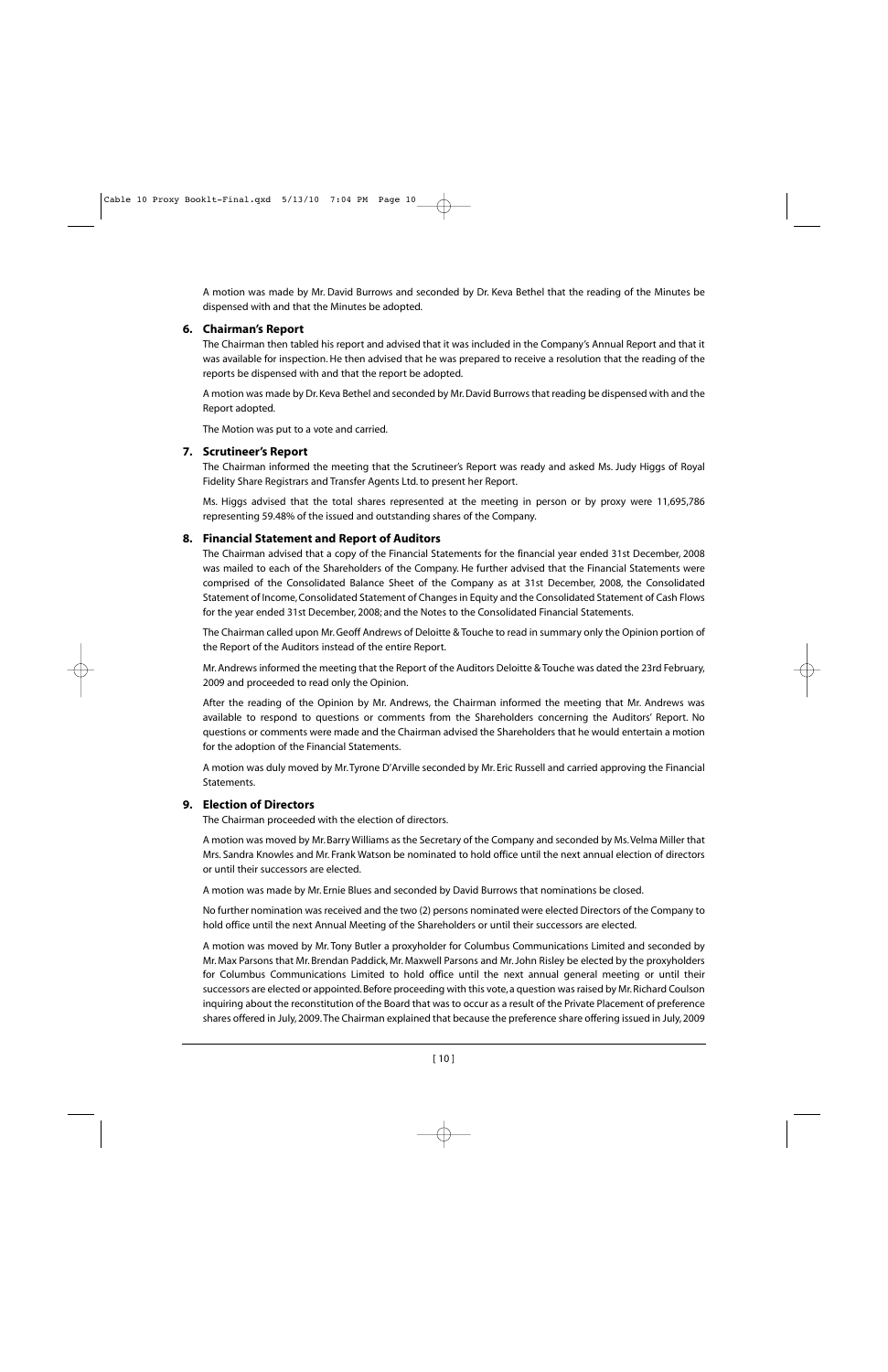A motion was made by Mr. David Burrows and seconded by Dr. Keva Bethel that the reading of the Minutes be dispensed with and that the Minutes be adopted.

## 6. Chairman's Report

The Chairman then tabled his report and advised that it was included in the Company's Annual Report and that it was available for inspection. He then advised that he was prepared to receive a resolution that the reading of the reports be dispensed with and that the report be adopted.

A motion was made by Dr. Keva Bethel and seconded by Mr. David Burrows that reading be dispensed with and the Report adopted.

The Motion was put to a vote and carried.

## 7. Scrutineer's Report

The Chairman informed the meeting that the Scrutineer's Report was ready and asked Ms. Judy Higgs of Royal Fidelity Share Registrars and Transfer Agents Ltd. to present her Report.

Ms. Higgs advised that the total shares represented at the meeting in person or by proxy were 11,695,786 representing 59.48% of the issued and outstanding shares of the Company.

## 8. Financial Statement and Report of Auditors

The Chairman advised that a copy of the Financial Statements for the financial year ended 31st December, 2008 was mailed to each of the Shareholders of the Company. He further advised that the Financial Statements were comprised of the Consolidated Balance Sheet of the Company as at 31st December, 2008, the Consolidated Statement of Income, Consolidated Statement of Changes in Equity and the Consolidated Statement of Cash Flows for the year ended 31st December, 2008; and the Notes to the Consolidated Financial Statements.

The Chairman called upon Mr. Geoff Andrews of Deloitte & Touche to read in summary only the Opinion portion of the Report of the Auditors instead of the entire Report.

Mr. Andrews informed the meeting that the Report of the Auditors Deloitte & Touche was dated the 23rd February, 2009 and proceeded to read only the Opinion.

After the reading of the Opinion by Mr. Andrews, the Chairman informed the meeting that Mr. Andrews was available to respond to questions or comments from the Shareholders concerning the Auditors' Report. No questions or comments were made and the Chairman advised the Shareholders that he would entertain a motion for the adoption of the Financial Statements.

A motion was duly moved by Mr. Tyrone D'Arville seconded by Mr. Eric Russell and carried approving the Financial Statements.

## 9. Election of Directors

The Chairman proceeded with the election of directors.

A motion was moved by Mr. Barry Williams as the Secretary of the Company and seconded by Ms. Velma Miller that Mrs. Sandra Knowles and Mr. Frank Watson be nominated to hold office until the next annual election of directors or until their successors are elected.

A motion was made by Mr. Ernie Blues and seconded by David Burrows that nominations be closed.

No further nomination was received and the two (2) persons nominated were elected Directors of the Company to hold office until the next Annual Meeting of the Shareholders or until their successors are elected.

A motion was moved by Mr. Tony Butler a proxyholder for Columbus Communications Limited and seconded by Mr. Max Parsons that Mr. Brendan Paddick, Mr. Maxwell Parsons and Mr. John Risley be elected by the proxyholders for Columbus Communications Limited to hold office until the next annual general meeting or until their successors are elected or appointed. Before proceeding with this vote, a question was raised by Mr. Richard Coulson inquiring about the reconstitution of the Board that was to occur as a result of the Private Placement of preference shares offered in July, 2009. The Chairman explained that because the preference share offering issued in July, 2009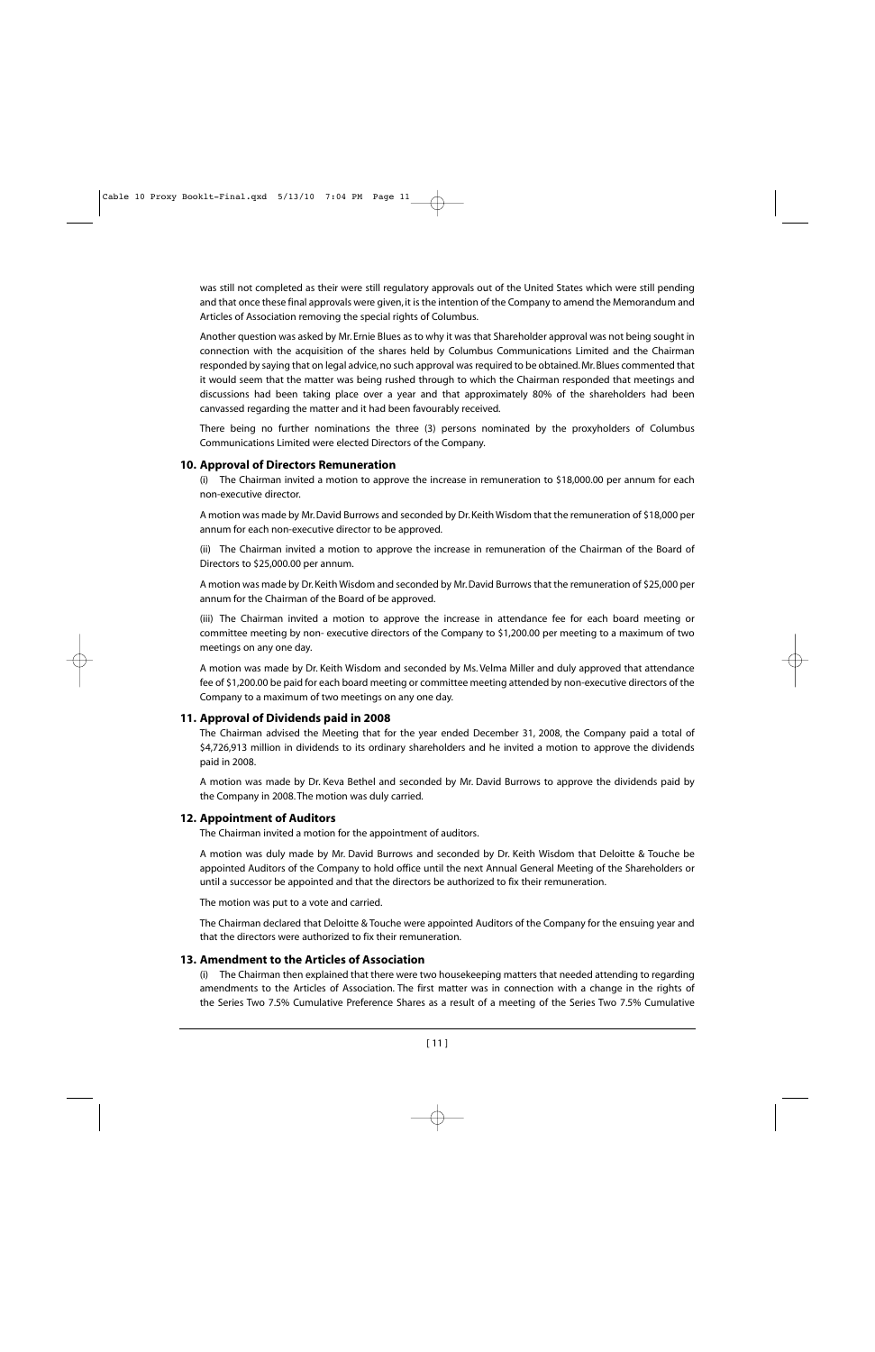was still not completed as their were still regulatory approvals out of the United States which were still pending and that once these final approvals were given, it is the intention of the Company to amend the Memorandum and Articles of Association removing the special rights of Columbus.

Another question was asked by Mr. Ernie Blues as to why it was that Shareholder approval was not being sought in connection with the acquisition of the shares held by Columbus Communications Limited and the Chairman responded by saying that on legal advice, no such approval was required to be obtained. Mr. Blues commented that it would seem that the matter was being rushed through to which the Chairman responded that meetings and discussions had been taking place over a year and that approximately 80% of the shareholders had been canvassed regarding the matter and it had been favourably received.

There being no further nominations the three (3) persons nominated by the proxyholders of Columbus Communications Limited were elected Directors of the Company.

## 10. Approval of Directors Remuneration

(i) The Chairman invited a motion to approve the increase in remuneration to $18,000.00 per annum for each non-executive director.

A motion was made by Mr. David Burrows and seconded by Dr. Keith Wisdom that the remuneration of $18,000 per annum for each non-executive director to be approved.

(ii) The Chairman invited a motion to approve the increase in remuneration of the Chairman of the Board of Directors to $25,000.00 per annum.

A motion was made by Dr. Keith Wisdom and seconded by Mr. David Burrows that the remuneration of $25,000 per annum for the Chairman of the Board of be approved.

(iii) The Chairman invited a motion to approve the increase in attendance fee for each board meeting or committee meeting by non- executive directors of the Company to $1,200.00 per meeting to a maximum of two meetings on any one day.

A motion was made by Dr. Keith Wisdom and seconded by Ms. Velma Miller and duly approved that attendance fee of $1,200.00 be paid for each board meeting or committee meeting attended by non-executive directors of the Company to a maximum of two meetings on any one day.

## 11. Approval of Dividends paid in 2008

The Chairman advised the Meeting that for the year ended December 31, 2008, the Company paid a total of $4,726,913 million in dividends to its ordinary shareholders and he invited a motion to approve the dividends paid in 2008.

A motion was made by Dr. Keva Bethel and seconded by Mr. David Burrows to approve the dividends paid by the Company in 2008. The motion was duly carried.

## 12. Appointment of Auditors

The Chairman invited a motion for the appointment of auditors.

A motion was duly made by Mr. David Burrows and seconded by Dr. Keith Wisdom that Deloitte & Touche be appointed Auditors of the Company to hold office until the next Annual General Meeting of the Shareholders or until a successor be appointed and that the directors be authorized to fix their remuneration.

The motion was put to a vote and carried.

The Chairman declared that Deloitte & Touche were appointed Auditors of the Company for the ensuing year and that the directors were authorized to fix their remuneration.

## 13. Amendment to the Articles of Association

(i) The Chairman then explained that there were two housekeeping matters that needed attending to regarding amendments to the Articles of Association. The first matter was in connection with a change in the rights of the Series Two 7.5% Cumulative Preference Shares as a result of a meeting of the Series Two 7.5% Cumulative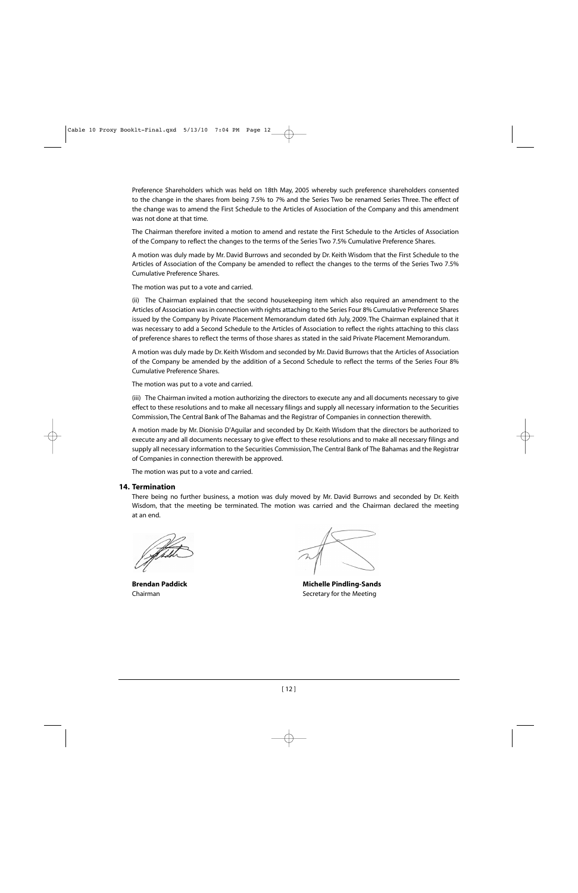Preference Shareholders which was held on 18th May, 2005 whereby such preference shareholders consented to the change in the shares from being 7.5% to 7% and the Series Two be renamed Series Three. The effect of the change was to amend the First Schedule to the Articles of Association of the Company and this amendment was not done at that time.

The Chairman therefore invited a motion to amend and restate the First Schedule to the Articles of Association of the Company to reflect the changes to the terms of the Series Two 7.5% Cumulative Preference Shares.

A motion was duly made by Mr. David Burrows and seconded by Dr. Keith Wisdom that the First Schedule to the Articles of Association of the Company be amended to reflect the changes to the terms of the Series Two 7.5% Cumulative Preference Shares.

The motion was put to a vote and carried.

(ii) The Chairman explained that the second housekeeping item which also required an amendment to the Articles of Association was in connection with rights attaching to the Series Four 8% Cumulative Preference Shares issued by the Company by Private Placement Memorandum dated 6th July, 2009. The Chairman explained that it was necessary to add a Second Schedule to the Articles of Association to reflect the rights attaching to this class of preference shares to reflect the terms of those shares as stated in the said Private Placement Memorandum.

A motion was duly made by Dr. Keith Wisdom and seconded by Mr. David Burrows that the Articles of Association of the Company be amended by the addition of a Second Schedule to reflect the terms of the Series Four 8% Cumulative Preference Shares.

The motion was put to a vote and carried.

(iii) The Chairman invited a motion authorizing the directors to execute any and all documents necessary to give effect to these resolutions and to make all necessary filings and supply all necessary information to the Securities Commission, The Central Bank of The Bahamas and the Registrar of Companies in connection therewith.

A motion made by Mr. Dionisio D'Aguilar and seconded by Dr. Keith Wisdom that the directors be authorized to execute any and all documents necessary to give effect to these resolutions and to make all necessary filings and supply all necessary information to the Securities Commission, The Central Bank of The Bahamas and the Registrar of Companies in connection therewith be approved.

The motion was put to a vote and carried.

## 14. Termination

There being no further business, a motion was duly moved by Mr. David Burrows and seconded by Dr. Keith Wisdom, that the meeting be terminated. The motion was carried and the Chairman declared the meeting at an end.

**Brendan Paddick**
Chairman

**Michelle Pindling-Sands**
Secretary for the Meeting